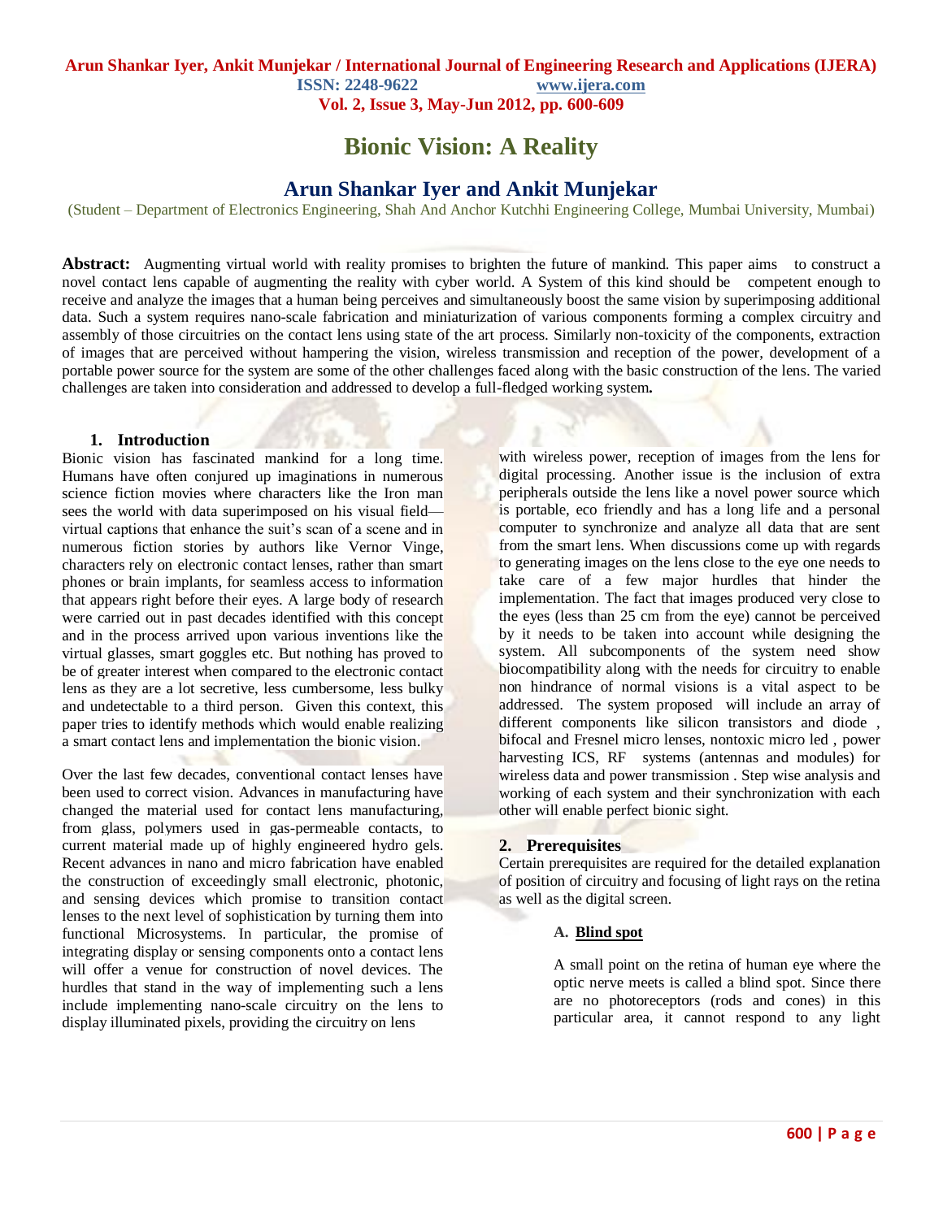# Bionic Vision: A Reality

## Arun Shankar Iyer and Ankit Munjekar

(Student – Department of Electronics Engineering, Shah And Anchor Kutchhi Engineering College, Mumbai University, Mumbai)

**Abstract:** Augmenting virtual world with reality promises to brighten the future of mankind. This paper aims to construct a novel contact lens capable of augmenting the reality with cyber world. A System of this kind should be competent enough to receive and analyze the images that a human being perceives and simultaneously boost the same vision by superimposing additional data. Such a system requires nano-scale fabrication and miniaturization of various components forming a complex circuitry and assembly of those circuitries on the contact lens using state of the art process. Similarly non-toxicity of the components, extraction of images that are perceived without hampering the vision, wireless transmission and reception of the power, development of a portable power source for the system are some of the other challenges faced along with the basic construction of the lens. The varied challenges are taken into consideration and addressed to develop a full-fledged working system**.**

### 1. Introduction

Bionic vision has fascinated mankind for a long time. Humans have often conjured up imaginations in numerous science fiction movies where characters like the Iron man sees the world with data superimposed on his visual field—virtual captions that enhance the suit's scan of a scene and in numerous fiction stories by authors like Vernor Vinge, characters rely on electronic contact lenses, rather than smart phones or brain implants, for seamless access to information that appears right before their eyes. A large body of research were carried out in past decades identified with this concept and in the process arrived upon various inventions like the virtual glasses, smart goggles etc. But nothing has proved to be of greater interest when compared to the electronic contact lens as they are a lot secretive, less cumbersome, less bulky and undetectable to a third person. Given this context, this paper tries to identify methods which would enable realizing a smart contact lens and implementation the bionic vision.

Over the last few decades, conventional contact lenses have been used to correct vision. Advances in manufacturing have changed the material used for contact lens manufacturing, from glass, polymers used in gas-permeable contacts, to current material made up of highly engineered hydro gels. Recent advances in nano and micro fabrication have enabled the construction of exceedingly small electronic, photonic, and sensing devices which promise to transition contact lenses to the next level of sophistication by turning them into functional Microsystems. In particular, the promise of integrating display or sensing components onto a contact lens will offer a venue for construction of novel devices. The hurdles that stand in the way of implementing such a lens include implementing nano-scale circuitry on the lens to display illuminated pixels, providing the circuitry on lens with wireless power, reception of images from the lens for digital processing. Another issue is the inclusion of extra peripherals outside the lens like a novel power source which is portable, eco friendly and has a long life and a personal computer to synchronize and analyze all data that are sent from the smart lens. When discussions come up with regards to generating images on the lens close to the eye one needs to take care of a few major hurdles that hinder the implementation. The fact that images produced very close to the eyes (less than 25 cm from the eye) cannot be perceived by it needs to be taken into account while designing the system. All subcomponents of the system need show biocompatibility along with the needs for circuitry to enable non hindrance of normal visions is a vital aspect to be addressed. The system proposed will include an array of different components like silicon transistors and diode , bifocal and Fresnel micro lenses, nontoxic micro led , power harvesting ICS, RF systems (antennas and modules) for wireless data and power transmission . Step wise analysis and working of each system and their synchronization with each other will enable perfect bionic sight.

### 2. Prerequisites

Certain prerequisites are required for the detailed explanation of position of circuitry and focusing of light rays on the retina as well as the digital screen.

#### A. Blind spot

A small point on the retina of human eye where the optic nerve meets is called a blind spot. Since there are no photoreceptors (rods and cones) in this particular area, it cannot respond to any light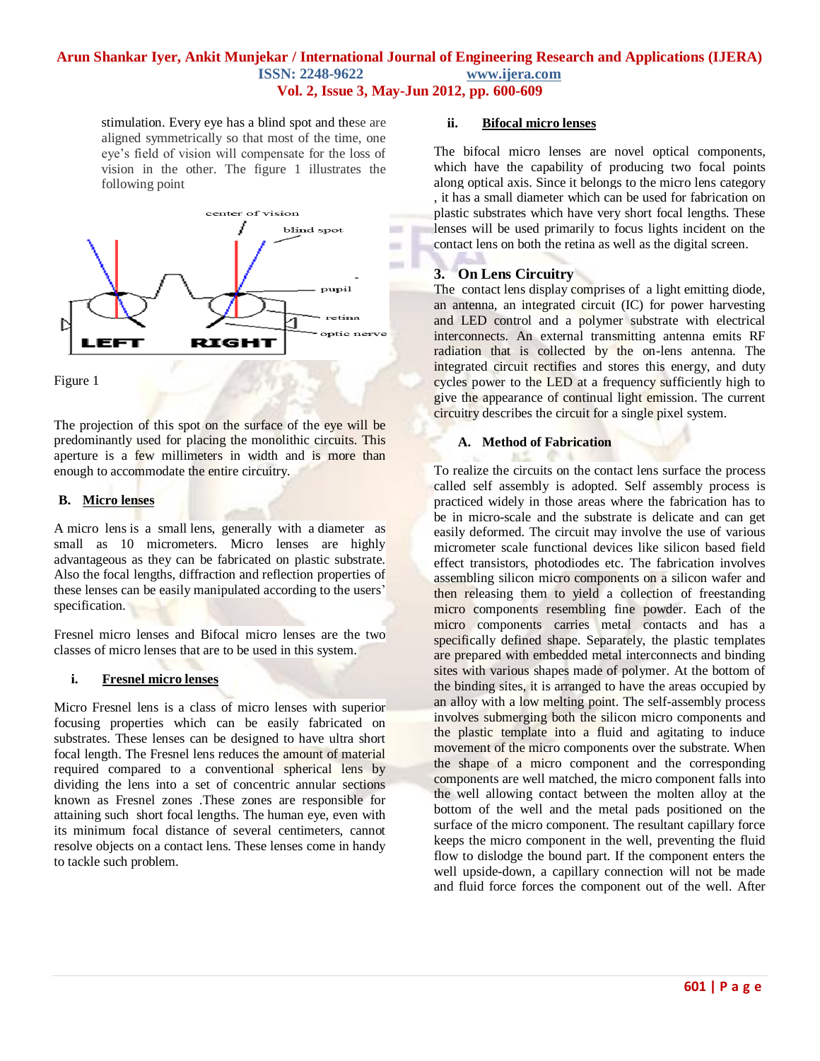stimulation. Every eye has a blind spot and these are aligned symmetrically so that most of the time, one eye's field of vision will compensate for the loss of vision in the other. The figure 1 illustrates the following point

Figure 1

The projection of this spot on the surface of the eye will be predominantly used for placing the monolithic circuits. This aperture is a few millimeters in width and is more than enough to accommodate the entire circuitry.

### B. Micro lenses

A micro lens is a small lens, generally with a diameter as small as 10 micrometers. Micro lenses are highly advantageous as they can be fabricated on plastic substrate. Also the focal lengths, diffraction and reflection properties of these lenses can be easily manipulated according to the users' specification.

Fresnel micro lenses and Bifocal micro lenses are the two classes of micro lenses that are to be used in this system.

#### i. Fresnel micro lenses

Micro Fresnel lens is a class of micro lenses with superior focusing properties which can be easily fabricated on substrates. These lenses can be designed to have ultra short focal length. The Fresnel lens reduces the amount of material required compared to a conventional spherical lens by dividing the lens into a set of concentric annular sections known as Fresnel zones .These zones are responsible for attaining such short focal lengths. The human eye, even with its minimum focal distance of several centimeters, cannot resolve objects on a contact lens. These lenses come in handy to tackle such problem.

#### ii. Bifocal micro lenses

The bifocal micro lenses are novel optical components, which have the capability of producing two focal points along optical axis. Since it belongs to the micro lens category , it has a small diameter which can be used for fabrication on plastic substrates which have very short focal lengths. These lenses will be used primarily to focus lights incident on the contact lens on both the retina as well as the digital screen.

## 3. On Lens Circuitry

The contact lens display comprises of a light emitting diode, an antenna, an integrated circuit (IC) for power harvesting and LED control and a polymer substrate with electrical interconnects. An external transmitting antenna emits RF radiation that is collected by the on-lens antenna. The integrated circuit rectifies and stores this energy, and duty cycles power to the LED at a frequency sufficiently high to give the appearance of continual light emission. The current circuitry describes the circuit for a single pixel system.

### A. Method of Fabrication

To realize the circuits on the contact lens surface the process called self assembly is adopted. Self assembly process is practiced widely in those areas where the fabrication has to be in micro-scale and the substrate is delicate and can get easily deformed. The circuit may involve the use of various micrometer scale functional devices like silicon based field effect transistors, photodiodes etc. The fabrication involves assembling silicon micro components on a silicon wafer and then releasing them to yield a collection of freestanding micro components resembling fine powder. Each of the micro components carries metal contacts and has a specifically defined shape. Separately, the plastic templates are prepared with embedded metal interconnects and binding sites with various shapes made of polymer. At the bottom of the binding sites, it is arranged to have the areas occupied by an alloy with a low melting point. The self-assembly process involves submerging both the silicon micro components and the plastic template into a fluid and agitating to induce movement of the micro components over the substrate. When the shape of a micro component and the corresponding components are well matched, the micro component falls into the well allowing contact between the molten alloy at the bottom of the well and the metal pads positioned on the surface of the micro component. The resultant capillary force keeps the micro component in the well, preventing the fluid flow to dislodge the bound part. If the component enters the well upside-down, a capillary connection will not be made and fluid force forces the component out of the well. After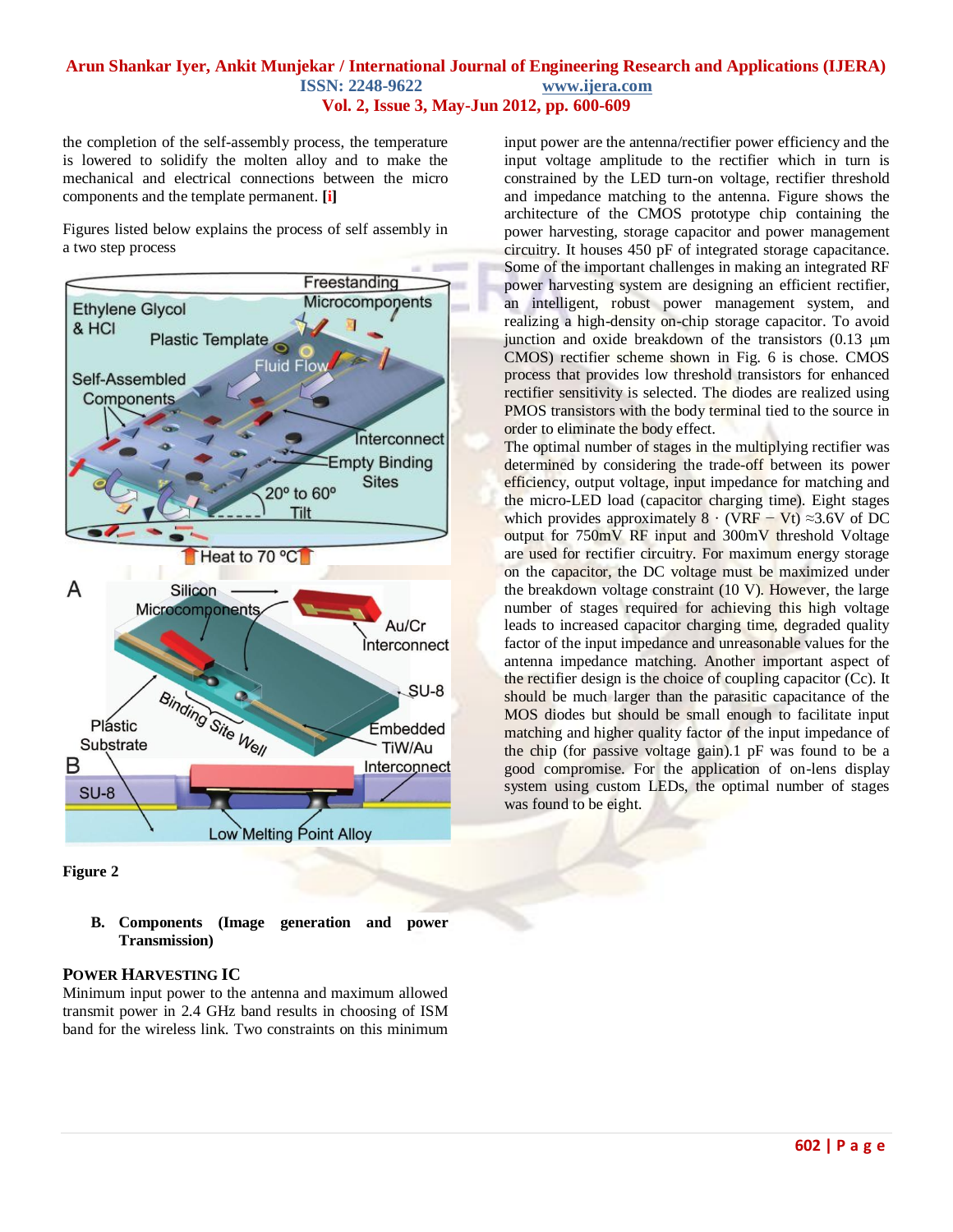the completion of the self-assembly process, the temperature is lowered to solidify the molten alloy and to make the mechanical and electrical connections between the micro components and the template permanent. [i]

Figures listed below explains the process of self assembly in a two step process

Figure 2

**B. Components (Image generation and power Transmission)**

### POWER HARVESTING IC

Minimum input power to the antenna and maximum allowed transmit power in 2.4 GHz band results in choosing of ISM band for the wireless link. Two constraints on this minimum input power are the antenna/rectifier power efficiency and the input voltage amplitude to the rectifier which in turn is constrained by the LED turn-on voltage, rectifier threshold and impedance matching to the antenna. Figure shows the architecture of the CMOS prototype chip containing the power harvesting, storage capacitor and power management circuitry. It houses 450 pF of integrated storage capacitance. Some of the important challenges in making an integrated RF power harvesting system are designing an efficient rectifier, an intelligent, robust power management system, and realizing a high-density on-chip storage capacitor. To avoid junction and oxide breakdown of the transistors (0.13 μm CMOS) rectifier scheme shown in Fig. 6 is chose. CMOS process that provides low threshold transistors for enhanced rectifier sensitivity is selected. The diodes are realized using PMOS transistors with the body terminal tied to the source in order to eliminate the body effect.

The optimal number of stages in the multiplying rectifier was determined by considering the trade-off between its power efficiency, output voltage, input impedance for matching and the micro-LED load (capacitor charging time). Eight stages which provides approximately $8 \cdot (V_{RF} - V_t) \approx 3.6V$ of DC output for 750mV RF input and 300mV threshold Voltage are used for rectifier circuitry. For maximum energy storage on the capacitor, the DC voltage must be maximized under the breakdown voltage constraint (10 V). However, the large number of stages required for achieving this high voltage leads to increased capacitor charging time, degraded quality factor of the input impedance and unreasonable values for the antenna impedance matching. Another important aspect of the rectifier design is the choice of coupling capacitor ($C_c$). It should be much larger than the parasitic capacitance of the MOS diodes but should be small enough to facilitate input matching and higher quality factor of the input impedance of the chip (for passive voltage gain).1 pF was found to be a good compromise. For the application of on-lens display system using custom LEDs, the optimal number of stages was found to be eight.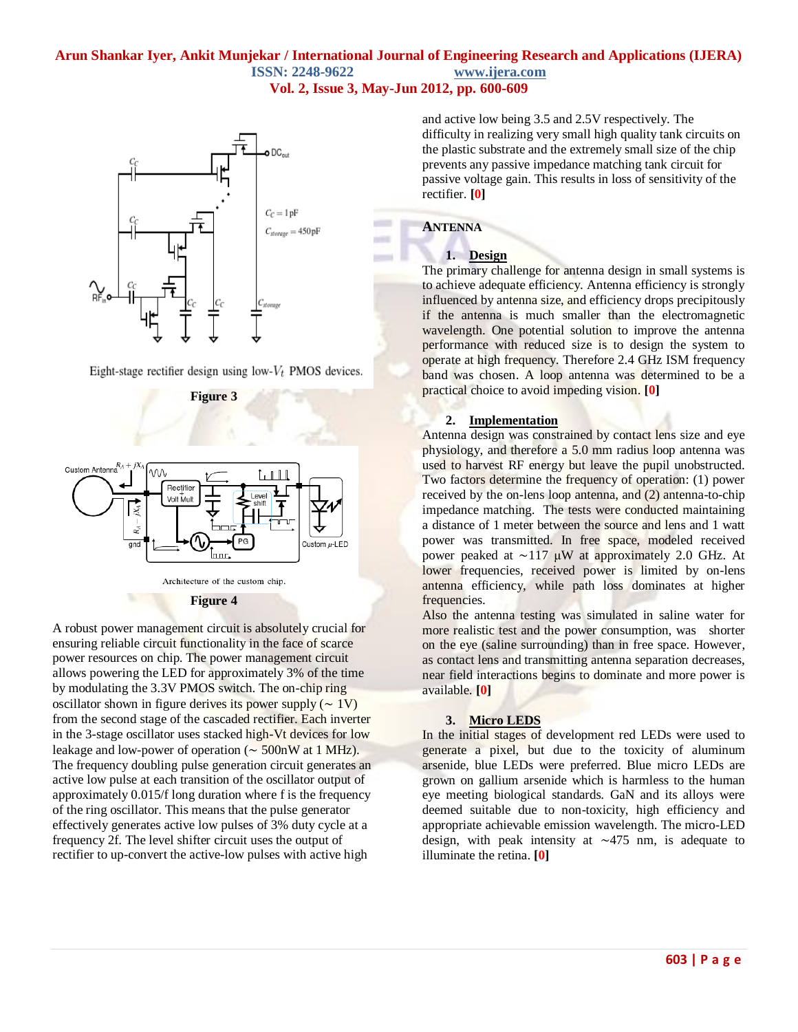Eight-stage rectifier design using low-$V_t$ PMOS devices.

**Figure 3**

Architecture of the custom chip.

**Figure 4**

A robust power management circuit is absolutely crucial for ensuring reliable circuit functionality in the face of scarce power resources on chip. The power management circuit allows powering the LED for approximately 3% of the time by modulating the 3.3V PMOS switch. The on-chip ring oscillator shown in figure derives its power supply (~ 1V) from the second stage of the cascaded rectifier. Each inverter in the 3-stage oscillator uses stacked high-Vt devices for low leakage and low-power of operation (~ 500nW at 1 MHz). The frequency doubling pulse generation circuit generates an active low pulse at each transition of the oscillator output of approximately 0.015/f long duration where f is the frequency of the ring oscillator. This means that the pulse generator effectively generates active low pulses of 3% duty cycle at a frequency 2f. The level shifter circuit uses the output of rectifier to up-convert the active-low pulses with active high and active low being 3.5 and 2.5V respectively. The difficulty in realizing very small high quality tank circuits on the plastic substrate and the extremely small size of the chip prevents any passive impedance matching tank circuit for passive voltage gain. This results in loss of sensitivity of the rectifier. **[0]**

## ANTENNA

### 1. Design

The primary challenge for antenna design in small systems is to achieve adequate efficiency. Antenna efficiency is strongly influenced by antenna size, and efficiency drops precipitously if the antenna is much smaller than the electromagnetic wavelength. One potential solution to improve the antenna performance with reduced size is to design the system to operate at high frequency. Therefore 2.4 GHz ISM frequency band was chosen. A loop antenna was determined to be a practical choice to avoid impeding vision. **[0]**

### 2. Implementation

Antenna design was constrained by contact lens size and eye physiology, and therefore a 5.0 mm radius loop antenna was used to harvest RF energy but leave the pupil unobstructed. Two factors determine the frequency of operation: (1) power received by the on-lens loop antenna, and (2) antenna-to-chip impedance matching. The tests were conducted maintaining a distance of 1 meter between the source and lens and 1 watt power was transmitted. In free space, modeled received power peaked at ∼117 μW at approximately 2.0 GHz. At lower frequencies, received power is limited by on-lens antenna efficiency, while path loss dominates at higher frequencies.

Also the antenna testing was simulated in saline water for more realistic test and the power consumption, was shorter on the eye (saline surrounding) than in free space. However, as contact lens and transmitting antenna separation decreases, near field interactions begins to dominate and more power is available. **[0]**

### 3. Micro LEDS

In the initial stages of development red LEDs were used to generate a pixel, but due to the toxicity of aluminum arsenide, blue LEDs were preferred. Blue micro LEDs are grown on gallium arsenide which is harmless to the human eye meeting biological standards. GaN and its alloys were deemed suitable due to non-toxicity, high efficiency and appropriate achievable emission wavelength. The micro-LED design, with peak intensity at ∼475 nm, is adequate to illuminate the retina. **[0]**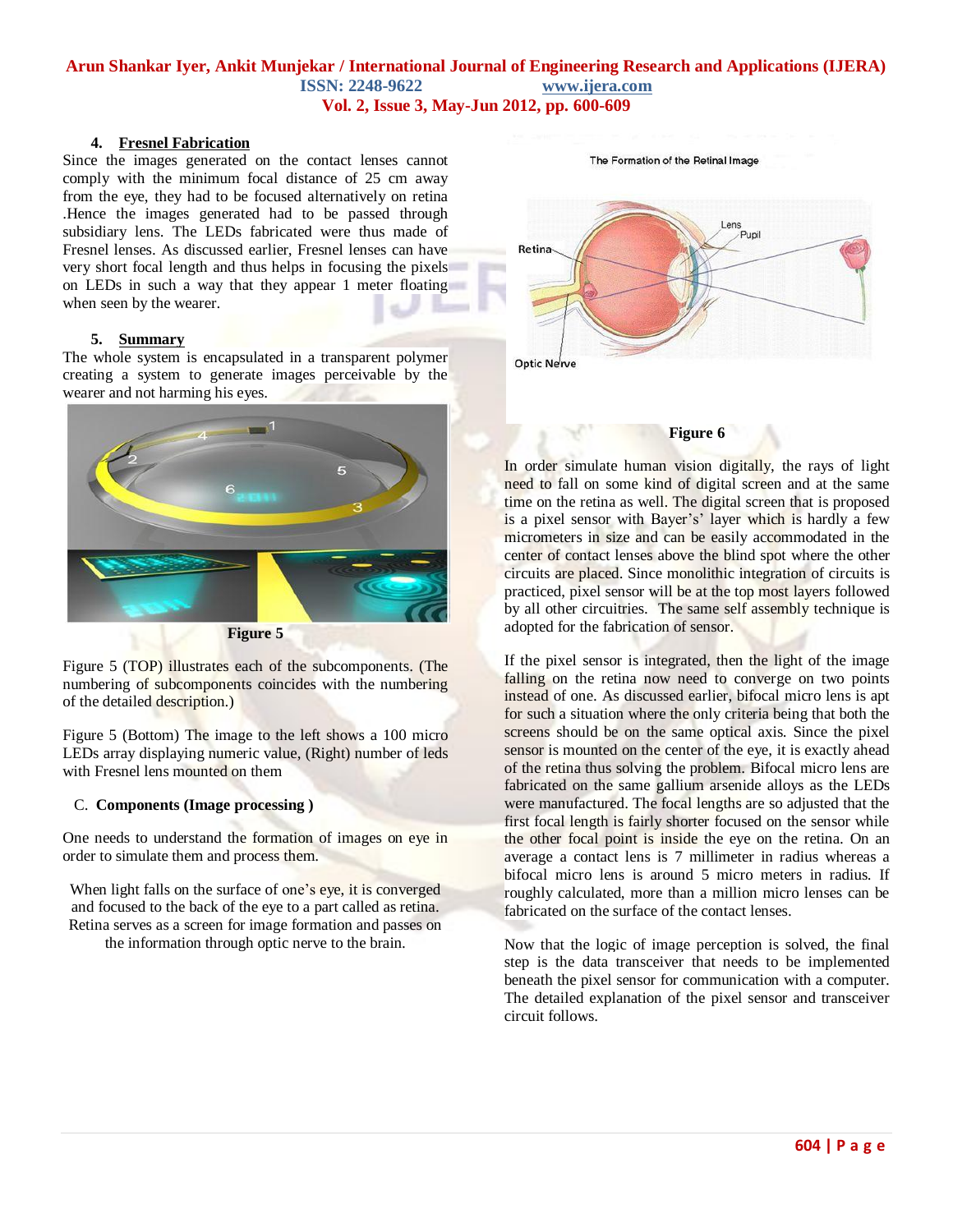### 4. Fresnel Fabrication

Since the images generated on the contact lenses cannot comply with the minimum focal distance of 25 cm away from the eye, they had to be focused alternatively on retina .Hence the images generated had to be passed through subsidiary lens. The LEDs fabricated were thus made of Fresnel lenses. As discussed earlier, Fresnel lenses can have very short focal length and thus helps in focusing the pixels on LEDs in such a way that they appear 1 meter floating when seen by the wearer.

### 5. Summary

The whole system is encapsulated in a transparent polymer creating a system to generate images perceivable by the wearer and not harming his eyes.

**Figure 5**

Figure 5 (TOP) illustrates each of the subcomponents. (The numbering of subcomponents coincides with the numbering of the detailed description.)

Figure 5 (Bottom) The image to the left shows a 100 micro LEDs array displaying numeric value, (Right) number of leds with Fresnel lens mounted on them

## C. Components (Image processing )

One needs to understand the formation of images on eye in order to simulate them and process them.

When light falls on the surface of one's eye, it is converged and focused to the back of the eye to a part called as retina. Retina serves as a screen for image formation and passes on the information through optic nerve to the brain.

**Figure 6**

In order simulate human vision digitally, the rays of light need to fall on some kind of digital screen and at the same time on the retina as well. The digital screen that is proposed is a pixel sensor with Bayer's' layer which is hardly a few micrometers in size and can be easily accommodated in the center of contact lenses above the blind spot where the other circuits are placed. Since monolithic integration of circuits is practiced, pixel sensor will be at the top most layers followed by all other circuitries. The same self assembly technique is adopted for the fabrication of sensor.

If the pixel sensor is integrated, then the light of the image falling on the retina now need to converge on two points instead of one. As discussed earlier, bifocal micro lens is apt for such a situation where the only criteria being that both the screens should be on the same optical axis. Since the pixel sensor is mounted on the center of the eye, it is exactly ahead of the retina thus solving the problem. Bifocal micro lens are fabricated on the same gallium arsenide alloys as the LEDs were manufactured. The focal lengths are so adjusted that the first focal length is fairly shorter focused on the sensor while the other focal point is inside the eye on the retina. On an average a contact lens is 7 millimeter in radius whereas a bifocal micro lens is around 5 micro meters in radius. If roughly calculated, more than a million micro lenses can be fabricated on the surface of the contact lenses.

Now that the logic of image perception is solved, the final step is the data transceiver that needs to be implemented beneath the pixel sensor for communication with a computer. The detailed explanation of the pixel sensor and transceiver circuit follows.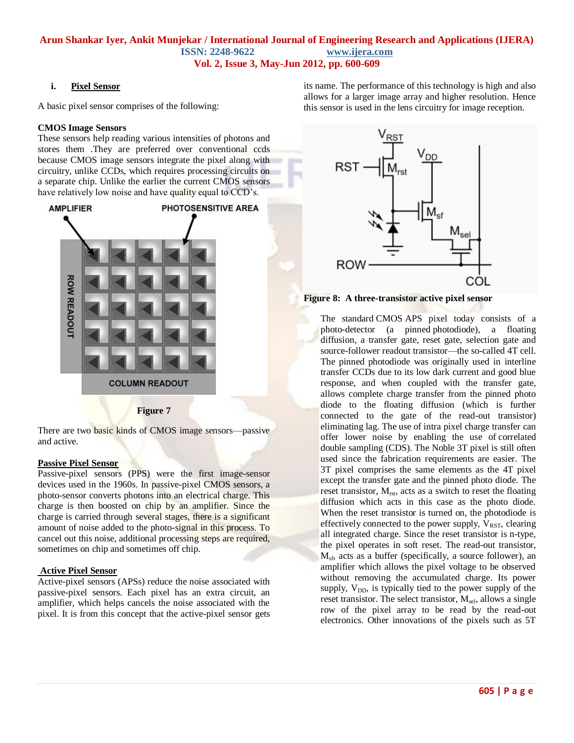### i. Pixel Sensor

A basic pixel sensor comprises of the following:

**CMOS Image Sensors**

These sensors help reading various intensities of photons and stores them .They are preferred over conventional ccds because CMOS image sensors integrate the pixel along with circuitry, unlike CCDs, which requires processing circuits on a separate chip. Unlike the earlier the current CMOS sensors have relatively low noise and have quality equal to CCD's.

Figure 7

There are two basic kinds of CMOS image sensors—passive and active.

**Passive Pixel Sensor**

Passive-pixel sensors (PPS) were the first image-sensor devices used in the 1960s. In passive-pixel CMOS sensors, a photo-sensor converts photons into an electrical charge. This charge is then boosted on chip by an amplifier. Since the charge is carried through several stages, there is a significant amount of noise added to the photo-signal in this process. To cancel out this noise, additional processing steps are required, sometimes on chip and sometimes off chip.

**Active Pixel Sensor**

Active-pixel sensors (APSs) reduce the noise associated with passive-pixel sensors. Each pixel has an extra circuit, an amplifier, which helps cancels the noise associated with the pixel. It is from this concept that the active-pixel sensor gets its name. The performance of this technology is high and also allows for a larger image array and higher resolution. Hence this sensor is used in the lens circuitry for image reception.

**Figure 8: A three-transistor active pixel sensor**

The standard CMOS APS pixel today consists of a photo-detector (a pinned photodiode), a floating diffusion, a transfer gate, reset gate, selection gate and source-follower readout transistor—the so-called 4T cell. The pinned photodiode was originally used in interline transfer CCDs due to its low dark current and good blue response, and when coupled with the transfer gate, allows complete charge transfer from the pinned photo diode to the floating diffusion (which is further connected to the gate of the read-out transistor) eliminating lag. The use of intra pixel charge transfer can offer lower noise by enabling the use of correlated double sampling (CDS). The Noble 3T pixel is still often used since the fabrication requirements are easier. The 3T pixel comprises the same elements as the 4T pixel except the transfer gate and the pinned photo diode. The reset transistor, $M_{rst}$, acts as a switch to reset the floating diffusion which acts in this case as the photo diode. When the reset transistor is turned on, the photodiode is effectively connected to the power supply, $V_{RST}$, clearing all integrated charge. Since the reset transistor is n-type, the pixel operates in soft reset. The read-out transistor, $M_{sf}$, acts as a buffer (specifically, a source follower), an amplifier which allows the pixel voltage to be observed without removing the accumulated charge. Its power supply, $V_{DD}$, is typically tied to the power supply of the reset transistor. The select transistor, $M_{sel}$, allows a single row of the pixel array to be read by the read-out electronics. Other innovations of the pixels such as 5T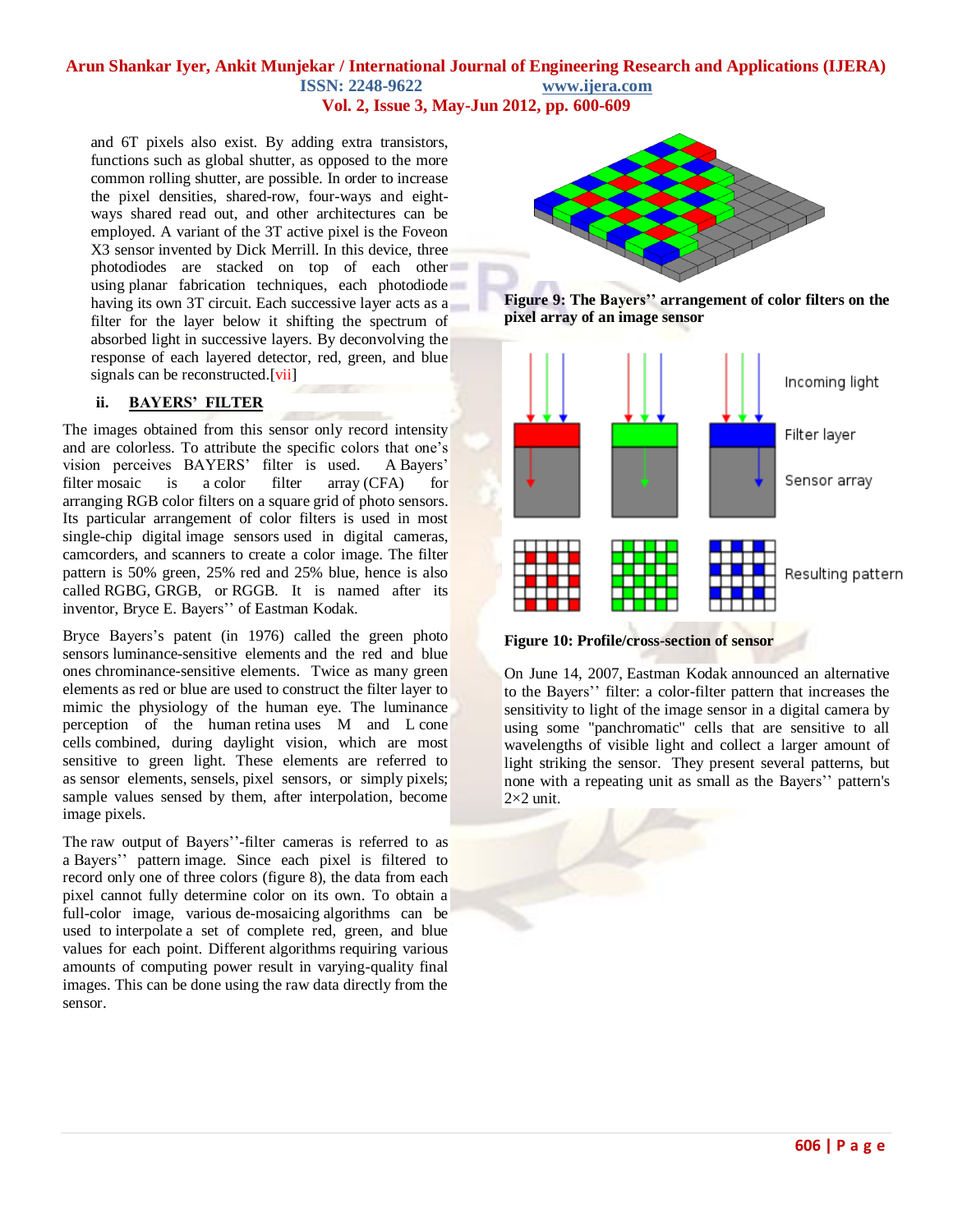and 6T pixels also exist. By adding extra transistors, functions such as global shutter, as opposed to the more common rolling shutter, are possible. In order to increase the pixel densities, shared-row, four-ways and eight-ways shared read out, and other architectures can be employed. A variant of the 3T active pixel is the Foveon X3 sensor invented by Dick Merrill. In this device, three photodiodes are stacked on top of each other using planar fabrication techniques, each photodiode having its own 3T circuit. Each successive layer acts as a filter for the layer below it shifting the spectrum of absorbed light in successive layers. By deconvolving the response of each layered detector, red, green, and blue signals can be reconstructed.[vii]

### ii. BAYERS' FILTER

The images obtained from this sensor only record intensity and are colorless. To attribute the specific colors that one's vision perceives BAYERS' filter is used. A Bayers' filter mosaic is a color filter array (CFA) for arranging RGB color filters on a square grid of photo sensors. Its particular arrangement of color filters is used in most single-chip digital image sensors used in digital cameras, camcorders, and scanners to create a color image. The filter pattern is 50% green, 25% red and 25% blue, hence is also called RGBG, GRGB, or RGGB. It is named after its inventor, Bryce E. Bayers'' of Eastman Kodak.

Bryce Bayers's patent (in 1976) called the green photo sensors luminance-sensitive elements and the red and blue ones chrominance-sensitive elements. Twice as many green elements as red or blue are used to construct the filter layer to mimic the physiology of the human eye. The luminance perception of the human retina uses M and L cone cells combined, during daylight vision, which are most sensitive to green light. These elements are referred to as sensor elements, sensels, pixel sensors, or simply pixels; sample values sensed by them, after interpolation, become image pixels.

The raw output of Bayers''-filter cameras is referred to as a Bayers'' pattern image. Since each pixel is filtered to record only one of three colors (figure 8), the data from each pixel cannot fully determine color on its own. To obtain a full-color image, various de-mosaicing algorithms can be used to interpolate a set of complete red, green, and blue values for each point. Different algorithms requiring various amounts of computing power result in varying-quality final images. This can be done using the raw data directly from the sensor.

**Figure 9: The Bayers'' arrangement of color filters on the pixel array of an image sensor**

**Figure 10: Profile/cross-section of sensor**

On June 14, 2007, Eastman Kodak announced an alternative to the Bayers'' filter: a color-filter pattern that increases the sensitivity to light of the image sensor in a digital camera by using some "panchromatic" cells that are sensitive to all wavelengths of visible light and collect a larger amount of light striking the sensor. They present several patterns, but none with a repeating unit as small as the Bayers'' pattern's 2×2 unit.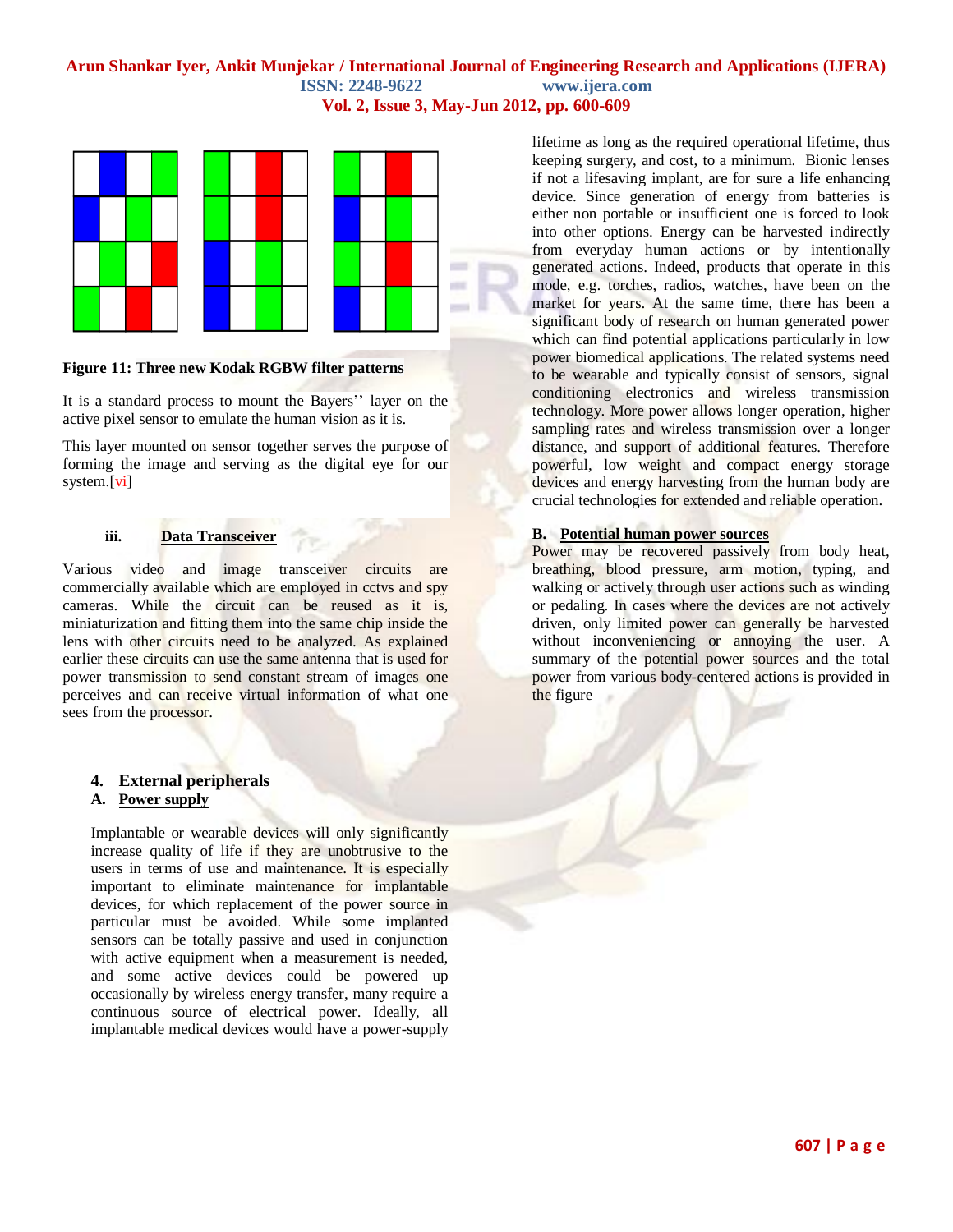**Figure 11: Three new Kodak RGBW filter patterns**

It is a standard process to mount the Bayers'' layer on the active pixel sensor to emulate the human vision as it is.

This layer mounted on sensor together serves the purpose of forming the image and serving as the digital eye for our system.[vi]

### iii. Data Transceiver

Various video and image transceiver circuits are commercially available which are employed in cctvs and spy cameras. While the circuit can be reused as it is, miniaturization and fitting them into the same chip inside the lens with other circuits need to be analyzed. As explained earlier these circuits can use the same antenna that is used for power transmission to send constant stream of images one perceives and can receive virtual information of what one sees from the processor.

## 4. External peripherals

### A. Power supply

Implantable or wearable devices will only significantly increase quality of life if they are unobtrusive to the users in terms of use and maintenance. It is especially important to eliminate maintenance for implantable devices, for which replacement of the power source in particular must be avoided. While some implanted sensors can be totally passive and used in conjunction with active equipment when a measurement is needed, and some active devices could be powered up occasionally by wireless energy transfer, many require a continuous source of electrical power. Ideally, all implantable medical devices would have a power-supply lifetime as long as the required operational lifetime, thus keeping surgery, and cost, to a minimum. Bionic lenses if not a lifesaving implant, are for sure a life enhancing device. Since generation of energy from batteries is either non portable or insufficient one is forced to look into other options. Energy can be harvested indirectly from everyday human actions or by intentionally generated actions. Indeed, products that operate in this mode, e.g. torches, radios, watches, have been on the market for years. At the same time, there has been a significant body of research on human generated power which can find potential applications particularly in low power biomedical applications. The related systems need to be wearable and typically consist of sensors, signal conditioning electronics and wireless transmission technology. More power allows longer operation, higher sampling rates and wireless transmission over a longer distance, and support of additional features. Therefore powerful, low weight and compact energy storage devices and energy harvesting from the human body are crucial technologies for extended and reliable operation.

### B. Potential human power sources

Power may be recovered passively from body heat, breathing, blood pressure, arm motion, typing, and walking or actively through user actions such as winding or pedaling. In cases where the devices are not actively driven, only limited power can generally be harvested without inconveniencing or annoying the user. A summary of the potential power sources and the total power from various body-centered actions is provided in the figure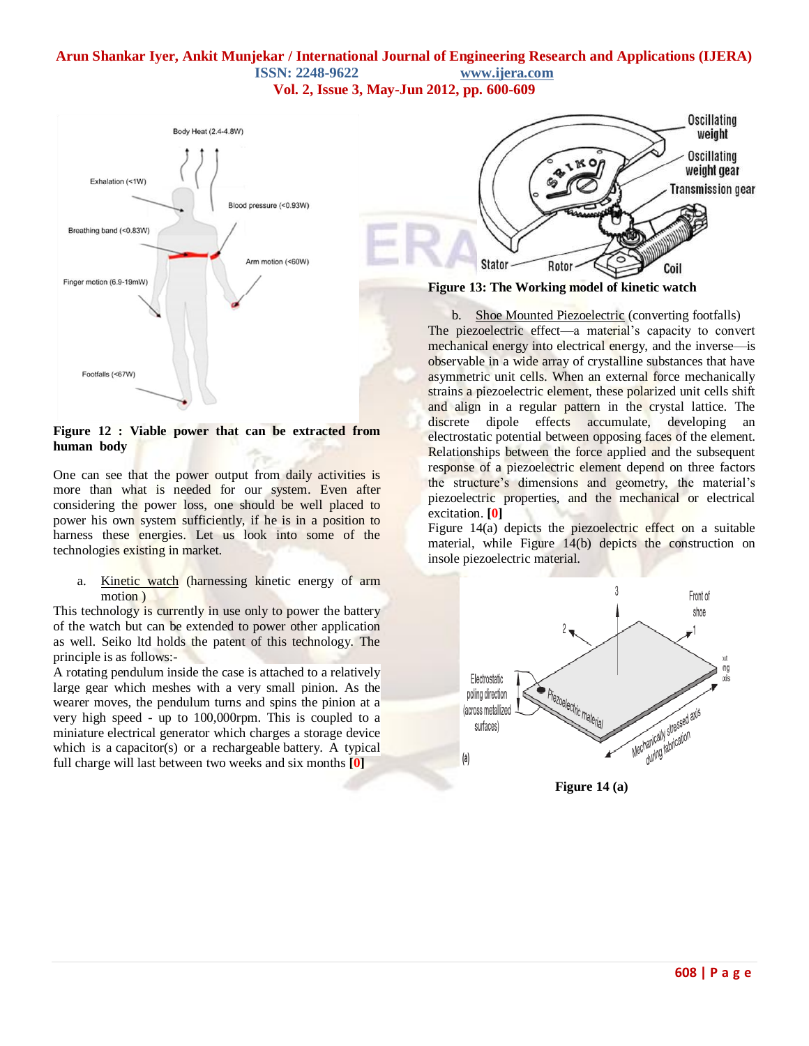**Figure 12 : Viable power that can be extracted from human body**

One can see that the power output from daily activities is more than what is needed for our system. Even after considering the power loss, one should be well placed to power his own system sufficiently, if he is in a position to harness these energies. Let us look into some of the technologies existing in market.

a. Kinetic watch (harnessing kinetic energy of arm motion )

This technology is currently in use only to power the battery of the watch but can be extended to power other application as well. Seiko ltd holds the patent of this technology. The principle is as follows:-

A rotating pendulum inside the case is attached to a relatively large gear which meshes with a very small pinion. As the wearer moves, the pendulum turns and spins the pinion at a very high speed - up to 100,000rpm. This is coupled to a miniature electrical generator which charges a storage device which is a capacitor(s) or a rechargeable battery. A typical full charge will last between two weeks and six months **[0]**

**Figure 13: The Working model of kinetic watch**

b. Shoe Mounted Piezoelectric (converting footfalls)

The piezoelectric effect—a material's capacity to convert mechanical energy into electrical energy, and the inverse—is observable in a wide array of crystalline substances that have asymmetric unit cells. When an external force mechanically strains a piezoelectric element, these polarized unit cells shift and align in a regular pattern in the crystal lattice. The discrete dipole effects accumulate, developing an electrostatic potential between opposing faces of the element. Relationships between the force applied and the subsequent response of a piezoelectric element depend on three factors the structure's dimensions and geometry, the material's piezoelectric properties, and the mechanical or electrical excitation. **[0]**

Figure 14(a) depicts the piezoelectric effect on a suitable material, while Figure 14(b) depicts the construction on insole piezoelectric material.

**Figure 14 (a)**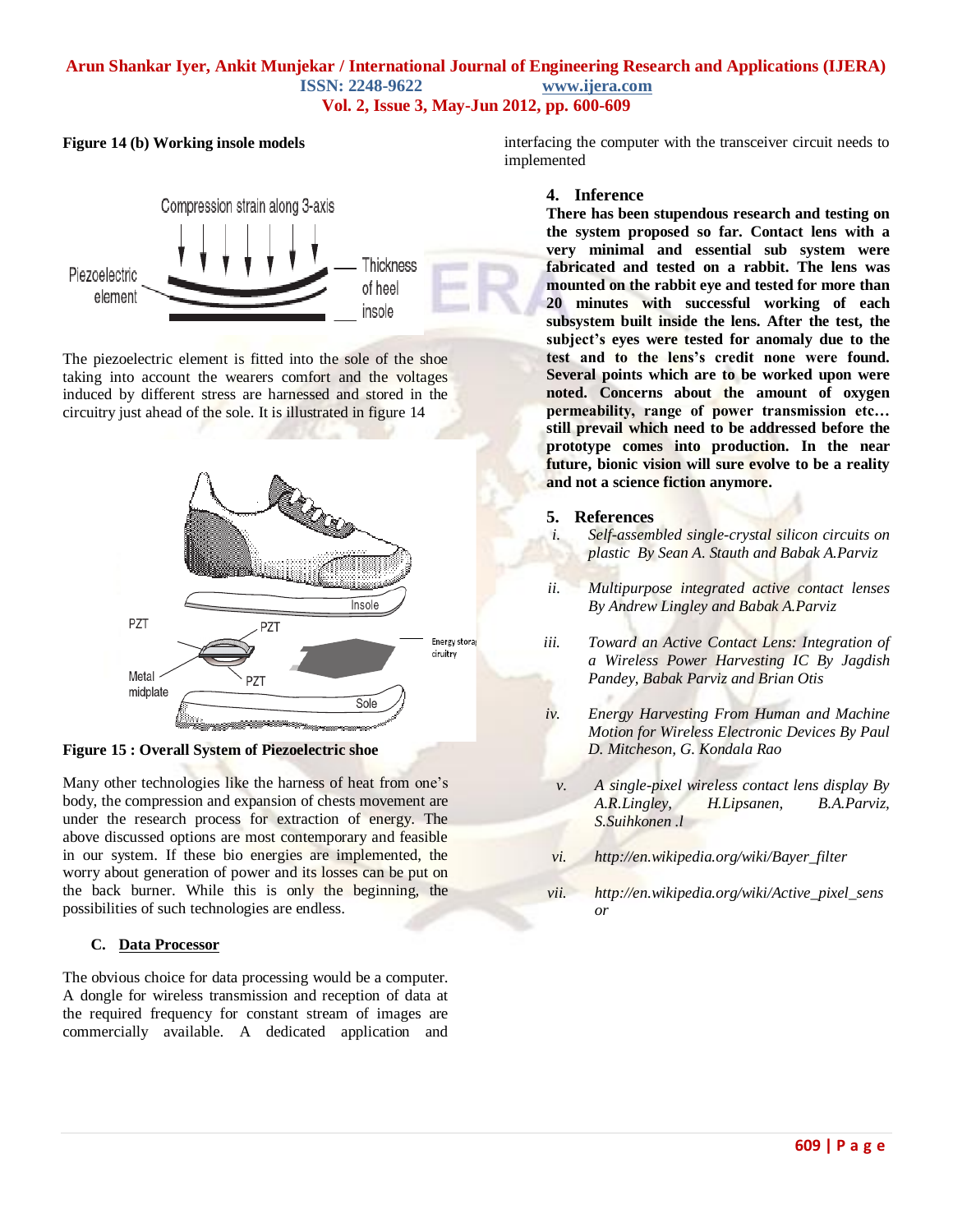**Figure 14 (b) Working insole models**

Compression strain along 3-axis

Piezoelectric element

Thickness of heel insole

The piezoelectric element is fitted into the sole of the shoe taking into account the wearers comfort and the voltages induced by different stress are harnessed and stored in the circuitry just ahead of the sole. It is illustrated in figure 14

Insole

PZT

PZT

Energy storage circuitry

Metal midplate

PZT

Sole

**Figure 15 : Overall System of Piezoelectric shoe**

Many other technologies like the harness of heat from one's body, the compression and expansion of chests movement are under the research process for extraction of energy. The above discussed options are most contemporary and feasible in our system. If these bio energies are implemented, the worry about generation of power and its losses can be put on the back burner. While this is only the beginning, the possibilities of such technologies are endless.

### C. Data Processor

The obvious choice for data processing would be a computer. A dongle for wireless transmission and reception of data at the required frequency for constant stream of images are commercially available. A dedicated application and interfacing the computer with the transceiver circuit needs to implemented

## 4. Inference

**There has been stupendous research and testing on the system proposed so far. Contact lens with a very minimal and essential sub system were fabricated and tested on a rabbit. The lens was mounted on the rabbit eye and tested for more than 20 minutes with successful working of each subsystem built inside the lens. After the test, the subject's eyes were tested for anomaly due to the test and to the lens's credit none were found. Several points which are to be worked upon were noted. Concerns about the amount of oxygen permeability, range of power transmission etc… still prevail which need to be addressed before the prototype comes into production. In the near future, bionic vision will sure evolve to be a reality and not a science fiction anymore.**

## 5. References

i. *Self-assembled single-crystal silicon circuits on plastic By Sean A. Stauth and Babak A.Parviz*

ii. *Multipurpose integrated active contact lenses By Andrew Lingley and Babak A.Parviz*

iii. *Toward an Active Contact Lens: Integration of a Wireless Power Harvesting IC By Jagdish Pandey, Babak Parviz and Brian Otis*

iv. *Energy Harvesting From Human and Machine Motion for Wireless Electronic Devices By Paul D. Mitcheson, G. Kondala Rao*

v. *A single-pixel wireless contact lens display By A.R.Lingley, H.Lipsanen, B.A.Parviz, S.Suihkonen .l*

vi. *http://en.wikipedia.org/wiki/Bayer_filter*

vii. *http://en.wikipedia.org/wiki/Active_pixel_sensor*